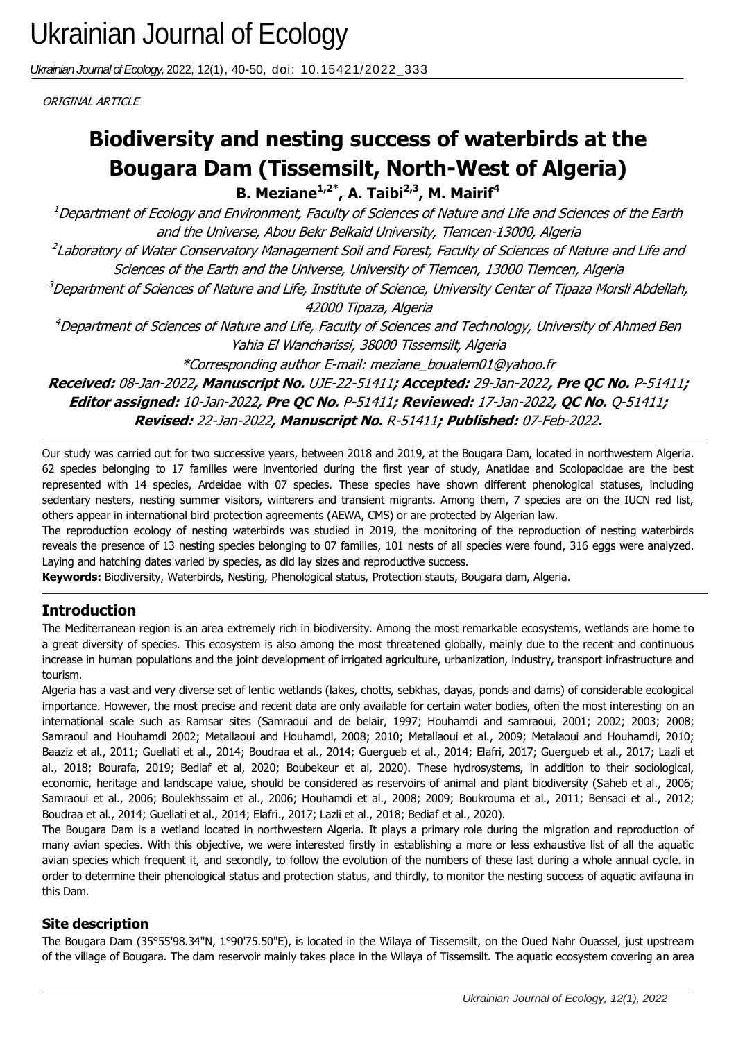ORIGINAL ARTICLE

# Biodiversity and nesting success of waterbirds at the Bougara Dam (Tissemsilt, North-West of Algeria)

**B. Meziane[1,2*], A. Taibi[2,3], M. Mairif[4]**

[1]*Department of Ecology and Environment, Faculty of Sciences of Nature and Life and Sciences of the Earth and the Universe, Abou Bekr Belkaid University, Tlemcen-13000, Algeria*

[2]*Laboratory of Water Conservatory Management Soil and Forest, Faculty of Sciences of Nature and Life and Sciences of the Earth and the Universe, University of Tlemcen, 13000 Tlemcen, Algeria*

[3]*Department of Sciences of Nature and Life, Institute of Science, University Center of Tipaza Morsli Abdellah, 42000 Tipaza, Algeria*

[4]*Department of Sciences of Nature and Life, Faculty of Sciences and Technology, University of Ahmed Ben Yahia El Wancharissi, 38000 Tissemsilt, Algeria*

*\*Corresponding author E-mail: meziane_boualem01@yahoo.fr*

***Received:** 08-Jan-2022**, Manuscript No.** UJE-22-51411**; Accepted:** 29-Jan-2022**, Pre QC No.** P-51411**; Editor assigned:** 10-Jan-2022**, Pre QC No.** P-51411**; Reviewed:** 17-Jan-2022**, QC No.** Q-51411**; Revised:** 22-Jan-2022**, Manuscript No.** R-51411**; Published:** 07-Feb-2022**.***

Our study was carried out for two successive years, between 2018 and 2019, at the Bougara Dam, located in northwestern Algeria. 62 species belonging to 17 families were inventoried during the first year of study, Anatidae and Scolopacidae are the best represented with 14 species, Ardeidae with 07 species. These species have shown different phenological statuses, including sedentary nesters, nesting summer visitors, winterers and transient migrants. Among them, 7 species are on the IUCN red list, others appear in international bird protection agreements (AEWA, CMS) or are protected by Algerian law.

The reproduction ecology of nesting waterbirds was studied in 2019, the monitoring of the reproduction of nesting waterbirds reveals the presence of 13 nesting species belonging to 07 families, 101 nests of all species were found, 316 eggs were analyzed. Laying and hatching dates varied by species, as did lay sizes and reproductive success.

**Keywords:** Biodiversity, Waterbirds, Nesting, Phenological status, Protection stauts, Bougara dam, Algeria.

## Introduction

The Mediterranean region is an area extremely rich in biodiversity. Among the most remarkable ecosystems, wetlands are home to a great diversity of species. This ecosystem is also among the most threatened globally, mainly due to the recent and continuous increase in human populations and the joint development of irrigated agriculture, urbanization, industry, transport infrastructure and tourism.

Algeria has a vast and very diverse set of lentic wetlands (lakes, chotts, sebkhas, dayas, ponds and dams) of considerable ecological importance. However, the most precise and recent data are only available for certain water bodies, often the most interesting on an international scale such as Ramsar sites (Samraoui and de belair, 1997; Houhamdi and samraoui, 2001; 2002; 2003; 2008; Samraoui and Houhamdi 2002; Metallaoui and Houhamdi, 2008; 2010; Metallaoui et al., 2009; Metalaoui and Houhamdi, 2010; Baaziz et al., 2011; Guellati et al., 2014; Boudraa et al., 2014; Guergueb et al., 2014; Elafri, 2017; Guergueb et al., 2017; Lazli et al., 2018; Bourafa, 2019; Bediaf et al, 2020; Boubekeur et al, 2020). These hydrosystems, in addition to their sociological, economic, heritage and landscape value, should be considered as reservoirs of animal and plant biodiversity (Saheb et al., 2006; Samraoui et al., 2006; Boulekhssaim et al., 2006; Houhamdi et al., 2008; 2009; Boukrouma et al., 2011; Bensaci et al., 2012; Boudraa et al., 2014; Guellati et al., 2014; Elafri., 2017; Lazli et al., 2018; Bediaf et al., 2020).

The Bougara Dam is a wetland located in northwestern Algeria. It plays a primary role during the migration and reproduction of many avian species. With this objective, we were interested firstly in establishing a more or less exhaustive list of all the aquatic avian species which frequent it, and secondly, to follow the evolution of the numbers of these last during a whole annual cycle. in order to determine their phenological status and protection status, and thirdly, to monitor the nesting success of aquatic avifauna in this Dam.

## Site description

The Bougara Dam (35°55'98.34"N, 1°90'75.50"E), is located in the Wilaya of Tissemsilt, on the Oued Nahr Ouassel, just upstream of the village of Bougara. The dam reservoir mainly takes place in the Wilaya of Tissemsilt. The aquatic ecosystem covering an area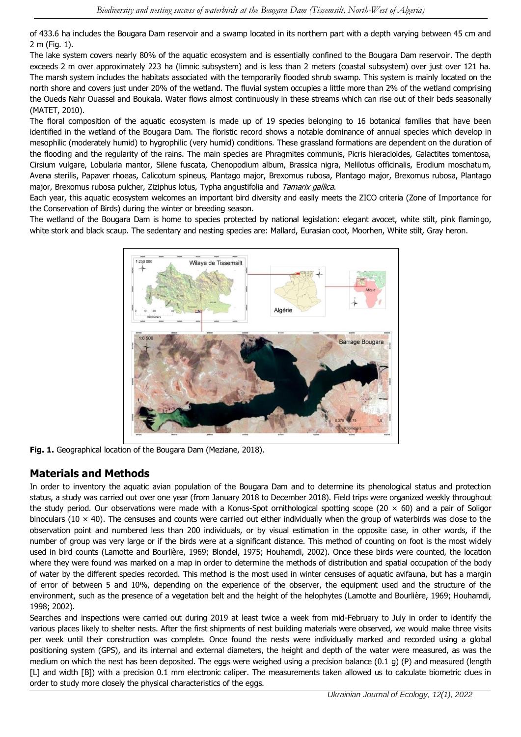of 433.6 ha includes the Bougara Dam reservoir and a swamp located in its northern part with a depth varying between 45 cm and 2 m (Fig. 1).

The lake system covers nearly 80% of the aquatic ecosystem and is essentially confined to the Bougara Dam reservoir. The depth exceeds 2 m over approximately 223 ha (limnic subsystem) and is less than 2 meters (coastal subsystem) over just over 121 ha. The marsh system includes the habitats associated with the temporarily flooded shrub swamp. This system is mainly located on the north shore and covers just under 20% of the wetland. The fluvial system occupies a little more than 2% of the wetland comprising the Oueds Nahr Ouassel and Boukala. Water flows almost continuously in these streams which can rise out of their beds seasonally (MATET, 2010).

The floral composition of the aquatic ecosystem is made up of 19 species belonging to 16 botanical families that have been identified in the wetland of the Bougara Dam. The floristic record shows a notable dominance of annual species which develop in mesophilic (moderately humid) to hygrophilic (very humid) conditions. These grassland formations are dependent on the duration of the flooding and the regularity of the rains. The main species are Phragmites communis, Picris hieracioides, Galactites tomentosa, Cirsium vulgare, Lobularia mantor, Silene fuscata, Chenopodium album, Brassica nigra, Melilotus officinalis, Erodium moschatum, Avena sterilis, Papaver rhoeas, Calicotum spineus, Plantago major, Brexomus rubosa, Plantago major, Brexomus rubosa, Plantago major, Brexomus rubosa pulcher, Ziziphus lotus, Typha angustifolia and *Tamarix gallica*.

Each year, this aquatic ecosystem welcomes an important bird diversity and easily meets the ZICO criteria (Zone of Importance for the Conservation of Birds) during the winter or breeding season.

The wetland of the Bougara Dam is home to species protected by national legislation: elegant avocet, white stilt, pink flamingo, white stork and black scaup. The sedentary and nesting species are: Mallard, Eurasian coot, Moorhen, White stilt, Gray heron.

**Fig. 1.** Geographical location of the Bougara Dam (Meziane, 2018).

## Materials and Methods

In order to inventory the aquatic avian population of the Bougara Dam and to determine its phenological status and protection status, a study was carried out over one year (from January 2018 to December 2018). Field trips were organized weekly throughout the study period. Our observations were made with a Konus-Spot ornithological spotting scope (20 × 60) and a pair of Soligor binoculars (10 × 40). The censuses and counts were carried out either individually when the group of waterbirds was close to the observation point and numbered less than 200 individuals, or by visual estimation in the opposite case, in other words, if the number of group was very large or if the birds were at a significant distance. This method of counting on foot is the most widely used in bird counts (Lamotte and Bourlière, 1969; Blondel, 1975; Houhamdi, 2002). Once these birds were counted, the location where they were found was marked on a map in order to determine the methods of distribution and spatial occupation of the body of water by the different species recorded. This method is the most used in winter censuses of aquatic avifauna, but has a margin of error of between 5 and 10%, depending on the experience of the observer, the equipment used and the structure of the environment, such as the presence of a vegetation belt and the height of the helophytes (Lamotte and Bourlière, 1969; Houhamdi, 1998; 2002).

Searches and inspections were carried out during 2019 at least twice a week from mid-February to July in order to identify the various places likely to shelter nests. After the first shipments of nest building materials were observed, we would make three visits per week until their construction was complete. Once found the nests were individually marked and recorded using a global positioning system (GPS), and its internal and external diameters, the height and depth of the water were measured, as was the medium on which the nest has been deposited. The eggs were weighed using a precision balance (0.1 g) (P) and measured (length [L] and width [B]) with a precision 0.1 mm electronic caliper. The measurements taken allowed us to calculate biometric clues in order to study more closely the physical characteristics of the eggs.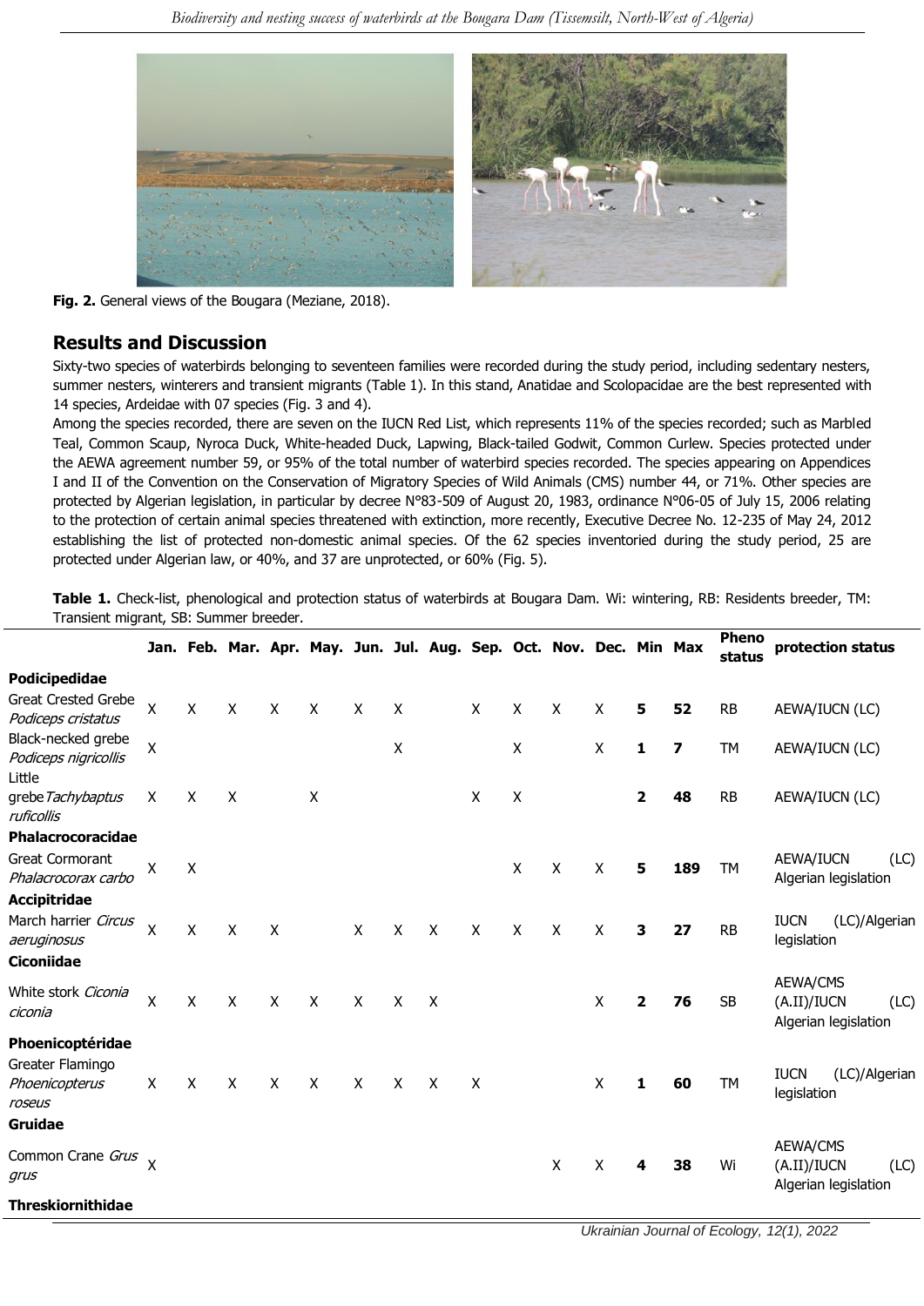**Fig. 2.** General views of the Bougara (Meziane, 2018).

## Results and Discussion

Sixty-two species of waterbirds belonging to seventeen families were recorded during the study period, including sedentary nesters, summer nesters, winterers and transient migrants (Table 1). In this stand, Anatidae and Scolopacidae are the best represented with 14 species, Ardeidae with 07 species (Fig. 3 and 4).

Among the species recorded, there are seven on the IUCN Red List, which represents 11% of the species recorded; such as Marbled Teal, Common Scaup, Nyroca Duck, White-headed Duck, Lapwing, Black-tailed Godwit, Common Curlew. Species protected under the AEWA agreement number 59, or 95% of the total number of waterbird species recorded. The species appearing on Appendices I and II of the Convention on the Conservation of Migratory Species of Wild Animals (CMS) number 44, or 71%. Other species are protected by Algerian legislation, in particular by decree N°83-509 of August 20, 1983, ordinance N°06-05 of July 15, 2006 relating to the protection of certain animal species threatened with extinction, more recently, Executive Decree No. 12-235 of May 24, 2012 establishing the list of protected non-domestic animal species. Of the 62 species inventoried during the study period, 25 are protected under Algerian law, or 40%, and 37 are unprotected, or 60% (Fig. 5).

**Table 1.** Check-list, phenological and protection status of waterbirds at Bougara Dam. Wi: wintering, RB: Residents breeder, TM: Transient migrant, SB: Summer breeder.

| | Jan. | Feb. | Mar. | Apr. | May. | Jun. | Jul. | Aug. | Sep. | Oct. | Nov. | Dec. | Min | Max | Pheno status | protection status |
|---|---|---|---|---|---|---|---|---|---|---|---|---|---|---|---|---|
| **Podicipedidae** | | | | | | | | | | | | | | | | |
| Great Crested Grebe *Podiceps cristatus* | X | X | X | X | X | X | X | | X | X | X | X | **5** | **52** | RB | AEWA/IUCN (LC) |
| Black-necked grebe *Podiceps nigricollis* | X | | | | | | X | | | X | | X | **1** | **7** | TM | AEWA/IUCN (LC) |
| Little grebe *Tachybaptus ruficollis* | X | X | X | | X | | | | X | X | | | **2** | **48** | RB | AEWA/IUCN (LC) |
| **Phalacrocoracidae** | | | | | | | | | | | | | | | | |
| Great Cormorant *Phalacrocorax carbo* | X | X | | | | | | | | X | X | X | **5** | **189** | TM | AEWA/IUCN (LC) Algerian legislation |
| **Accipitridae** | | | | | | | | | | | | | | | | |
| March harrier *Circus aeruginosus* | X | X | X | X | | X | X | X | X | X | X | X | **3** | **27** | RB | IUCN (LC)/Algerian legislation |
| **Ciconiidae** | | | | | | | | | | | | | | | | |
| White stork *Ciconia ciconia* | X | X | X | X | X | X | X | X | | | | X | **2** | **76** | SB | AEWA/CMS (A.II)/IUCN (LC) Algerian legislation |
| **Phoenicoptéridae** | | | | | | | | | | | | | | | | |
| Greater Flamingo *Phoenicopterus roseus* | X | X | X | X | X | X | X | X | X | | | X | **1** | **60** | TM | IUCN (LC)/Algerian legislation |
| **Gruidae** | | | | | | | | | | | | | | | | |
| Common Crane *Grus grus* | X | | | | | | | | | | X | X | **4** | **38** | Wi | AEWA/CMS (A.II)/IUCN (LC) Algerian legislation |
| **Threskiornithidae** | | | | | | | | | | | | | | | | |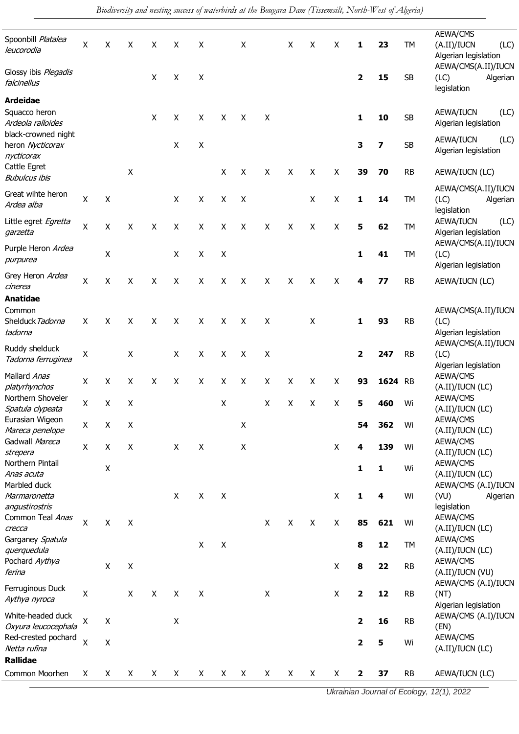| | | | | | | | | | | | | | | | | |
|---|---|---|---|---|---|---|---|---|---|---|---|---|---|---|---|---|
| Spoonbill *Platalea leucorodia* | X | X | X | X | X | X | | X | | X | X | X | **1** | **23** | TM | AEWA/CMS (A.II)/IUCN (LC) Algerian legislation |
| Glossy ibis *Plegadis falcinellus* | | | | X | X | X | | | | | | | **2** | **15** | SB | AEWA/CMS(A.II)/IUCN (LC) Algerian legislation |
| **Ardeidae** | | | | | | | | | | | | | | | | |
| Squacco heron *Ardeola ralloides* | | | | X | X | X | X | X | X | | | | **1** | **10** | SB | AEWA/IUCN (LC) Algerian legislation |
| black-crowned night heron *Nycticorax nycticorax* | | | | | X | X | | | | | | | **3** | **7** | SB | AEWA/IUCN (LC) Algerian legislation |
| Cattle Egret *Bubulcus ibis* | | | X | | | | X | X | X | X | X | X | **39** | **70** | RB | AEWA/IUCN (LC) |
| Great wihte heron *Ardea alba* | X | X | | | X | X | X | X | | | X | X | **1** | **14** | TM | AEWA/CMS(A.II)/IUCN (LC) Algerian legislation |
| Little egret *Egretta garzetta* | X | X | X | X | X | X | X | X | X | X | X | X | **5** | **62** | TM | AEWA/IUCN (LC) Algerian legislation |
| Purple Heron *Ardea purpurea* | | X | | | X | X | X | | | | | | **1** | **41** | TM | AEWA/CMS(A.II)/IUCN (LC) Algerian legislation |
| Grey Heron *Ardea cinerea* | X | X | X | X | X | X | X | X | X | X | X | X | **4** | **77** | RB | AEWA/IUCN (LC) |
| **Anatidae** | | | | | | | | | | | | | | | | |
| Common Shelduck *Tadorna tadorna* | X | X | X | X | X | X | X | X | X | | X | | **1** | **93** | RB | AEWA/CMS(A.II)/IUCN (LC) Algerian legislation |
| Ruddy shelduck *Tadorna ferruginea* | X | | X | | X | X | X | X | X | | | | **2** | **247** | RB | AEWA/CMS(A.II)/IUCN (LC) Algerian legislation |
| Mallard *Anas platyrhynchos* | X | X | X | X | X | X | X | X | X | X | X | X | **93** | **1624** | RB | AEWA/CMS (A.II)/IUCN (LC) |
| Northern Shoveler *Spatula clypeata* | X | X | X | | | | X | | X | X | X | X | **5** | **460** | Wi | AEWA/CMS (A.II)/IUCN (LC) |
| Eurasian Wigeon *Mareca penelope* | X | X | X | | | | | X | | | | | **54** | **362** | Wi | AEWA/CMS (A.II)/IUCN (LC) |
| Gadwall *Mareca strepera* | X | X | X | | X | X | | X | | | | X | **4** | **139** | Wi | AEWA/CMS (A.II)/IUCN (LC) |
| Northern Pintail *Anas acuta* | | X | | | | | | | | | | | **1** | **1** | Wi | AEWA/CMS (A.II)/IUCN (LC) |
| Marbled duck *Marmaronetta angustirostris* | | | | | X | X | X | | | | | X | **1** | **4** | Wi | AEWA/CMS (A.I)/IUCN (VU) Algerian legislation |
| Common Teal *Anas crecca* | X | X | X | | | | | | X | X | X | X | **85** | **621** | Wi | AEWA/CMS (A.II)/IUCN (LC) |
| Garganey *Spatula querquedula* | | | | | | X | X | | | | | | **8** | **12** | TM | AEWA/CMS (A.II)/IUCN (LC) |
| Pochard *Aythya ferina* | | X | X | | | | | | | | | X | **8** | **22** | RB | AEWA/CMS (A.II)/IUCN (VU) |
| Ferruginous Duck *Aythya nyroca* | X | | X | X | X | X | | | X | | | X | **2** | **12** | RB | AEWA/CMS (A.I)/IUCN (NT) Algerian legislation |
| White-headed duck *Oxyura leucocephala* | X | X | | | X | | | | | | | | **2** | **16** | RB | AEWA/CMS (A.I)/IUCN (EN) |
| Red-crested pochard *Netta rufina* | X | X | | | | | | | | | | | **2** | **5** | Wi | AEWA/CMS (A.II)/IUCN (LC) |
| **Rallidae** | | | | | | | | | | | | | | | | |
| Common Moorhen | X | X | X | X | X | X | X | X | X | X | X | X | **2** | **37** | RB | AEWA/IUCN (LC) |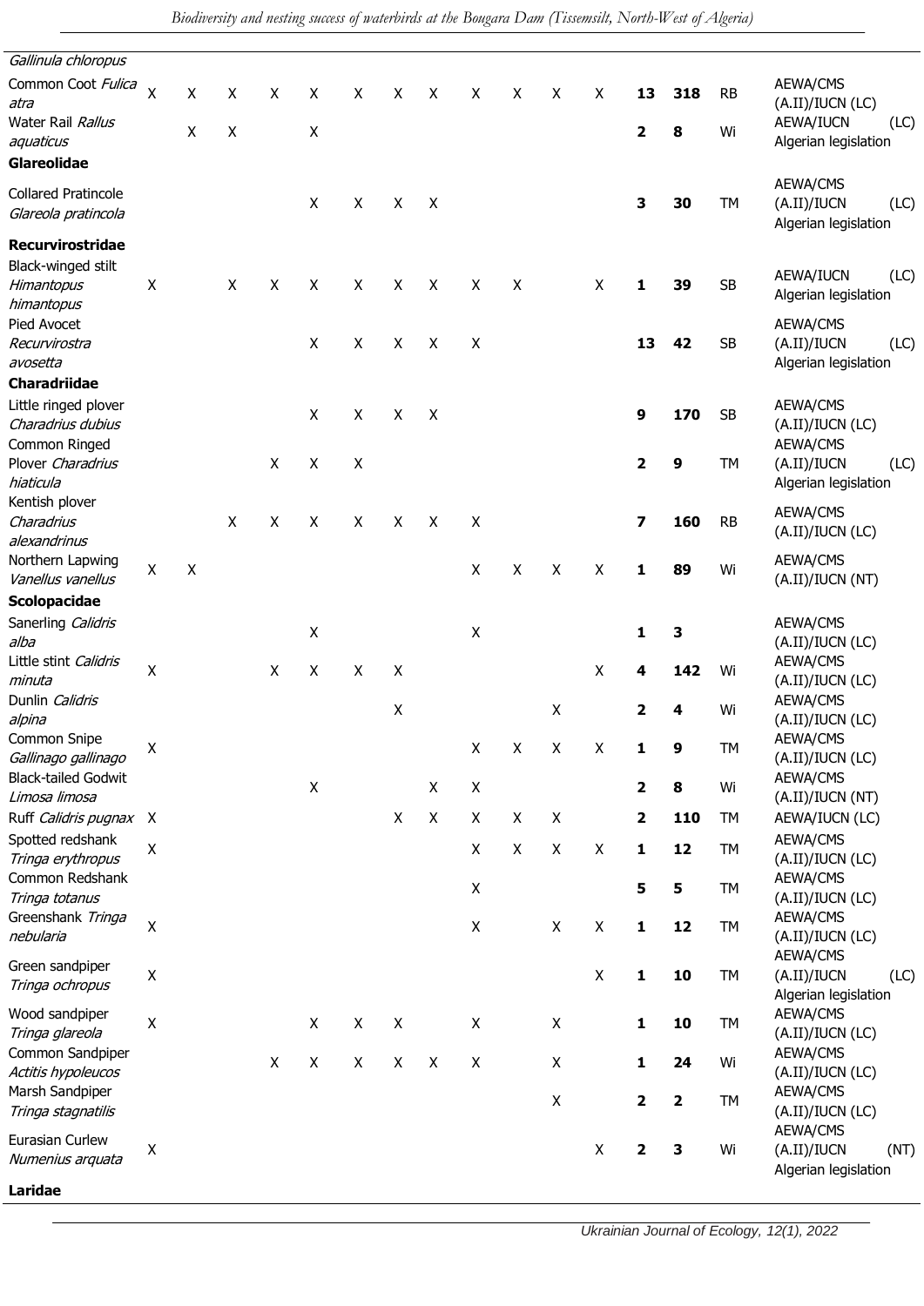| | | | | | | | | | | | | | | | | |
|---|---|---|---|---|---|---|---|---|---|---|---|---|---|---|---|---|
| *Gallinula chloropus* | | | | | | | | | | | | | | | | |
| Common Coot *Fulica atra* | X | X | X | X | X | X | X | X | X | X | X | X | **13** | **318** | RB | AEWA/CMS (A.II)/IUCN (LC) |
| Water Rail *Rallus aquaticus* | | X | X | | X | | | | | | | | **2** | **8** | Wi | AEWA/IUCN (LC) Algerian legislation |
| **Glareolidae** | | | | | | | | | | | | | | | | |
| Collared Pratincole *Glareola pratincola* | | | | | X | X | X | X | | | | | **3** | **30** | TM | AEWA/CMS (A.II)/IUCN (LC) Algerian legislation |
| **Recurvirostridae** | | | | | | | | | | | | | | | | |
| Black-winged stilt *Himantopus himantopus* | X | | X | X | X | X | X | X | X | X | | X | **1** | **39** | SB | AEWA/IUCN (LC) Algerian legislation |
| Pied Avocet *Recurvirostra avosetta* | | | | | X | X | X | X | X | | | | **13** | **42** | SB | AEWA/CMS (A.II)/IUCN (LC) Algerian legislation |
| **Charadriidae** | | | | | | | | | | | | | | | | |
| Little ringed plover *Charadrius dubius* | | | | | X | X | X | X | | | | | **9** | **170** | SB | AEWA/CMS (A.II)/IUCN (LC) |
| Common Ringed Plover *Charadrius hiaticula* | | | | X | X | X | | | | | | | **2** | **9** | TM | AEWA/CMS (A.II)/IUCN (LC) Algerian legislation |
| Kentish plover *Charadrius alexandrinus* | | | X | X | X | X | X | X | X | | | | **7** | **160** | RB | AEWA/CMS (A.II)/IUCN (LC) |
| Northern Lapwing *Vanellus vanellus* | X | X | | | | | | | X | X | X | X | **1** | **89** | Wi | AEWA/CMS (A.II)/IUCN (NT) |
| **Scolopacidae** | | | | | | | | | | | | | | | | |
| Sanerling *Calidris alba* | | | | | X | | | | X | | | | **1** | **3** | | AEWA/CMS (A.II)/IUCN (LC) |
| Little stint *Calidris minuta* | X | | | X | X | X | X | | | | | X | **4** | **142** | Wi | AEWA/CMS (A.II)/IUCN (LC) |
| Dunlin *Calidris alpina* | | | | | | | X | | | | X | | **2** | **4** | Wi | AEWA/CMS (A.II)/IUCN (LC) |
| Common Snipe *Gallinago gallinago* | X | | | | | | | | X | X | X | X | **1** | **9** | TM | AEWA/CMS (A.II)/IUCN (LC) |
| Black-tailed Godwit *Limosa limosa* | | | | | X | | | X | X | | | | **2** | **8** | Wi | AEWA/CMS (A.II)/IUCN (NT) |
| Ruff *Calidris pugnax* | X | | | | | | X | X | X | X | X | | **2** | **110** | TM | AEWA/IUCN (LC) |
| Spotted redshank *Tringa erythropus* | X | | | | | | | | X | X | X | X | **1** | **12** | TM | AEWA/CMS (A.II)/IUCN (LC) |
| Common Redshank *Tringa totanus* | | | | | | | | | X | | | | **5** | **5** | TM | AEWA/CMS (A.II)/IUCN (LC) |
| Greenshank *Tringa nebularia* | X | | | | | | | | X | | X | X | **1** | **12** | TM | AEWA/CMS (A.II)/IUCN (LC) |
| Green sandpiper *Tringa ochropus* | X | | | | | | | | | | | X | **1** | **10** | TM | AEWA/CMS (A.II)/IUCN (LC) Algerian legislation |
| Wood sandpiper *Tringa glareola* | X | | | | X | X | X | | X | | X | | **1** | **10** | TM | AEWA/CMS (A.II)/IUCN (LC) |
| Common Sandpiper *Actitis hypoleucos* | | | | X | X | X | X | X | X | | X | | **1** | **24** | Wi | AEWA/CMS (A.II)/IUCN (LC) |
| Marsh Sandpiper *Tringa stagnatilis* | | | | | | | | | | | X | | **2** | **2** | TM | AEWA/CMS (A.II)/IUCN (LC) |
| Eurasian Curlew *Numenius arquata* | X | | | | | | | | | | | X | **2** | **3** | Wi | AEWA/CMS (A.II)/IUCN (NT) Algerian legislation |
| **Laridae** | | | | | | | | | | | | | | | | |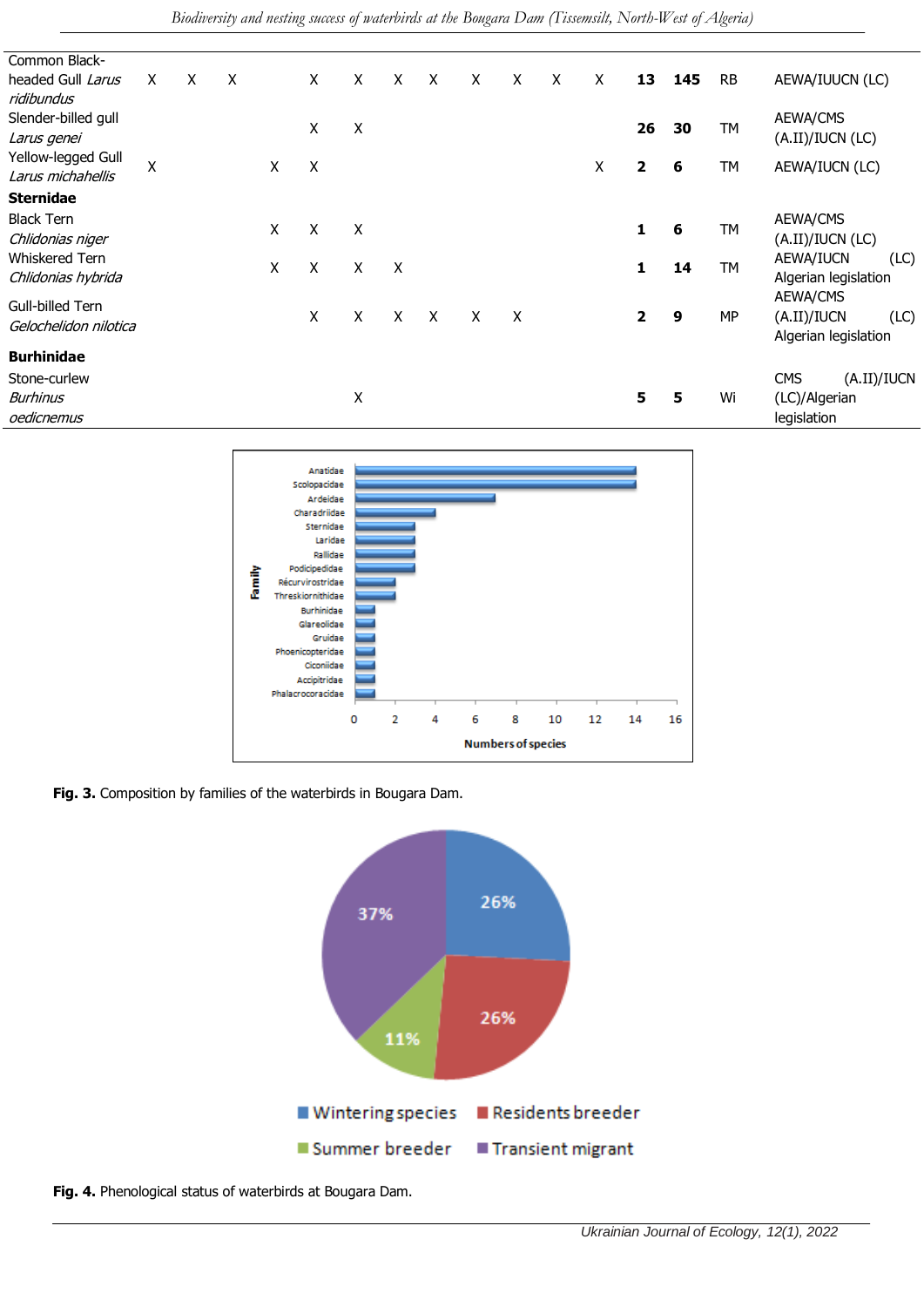| | | | | | | | | | | | | | | | |
|---|---|---|---|---|---|---|---|---|---|---|---|---|---|---|---|
| Common Black-headed Gull *Larus ridibundus* | X | X | X | | X | X | X | X | X | X | X | X | **13** | **145** | RB | AEWA/IUUCN (LC) |
| Slender-billed gull *Larus genei* | | | | | X | X | | | | | | | **26** | **30** | TM | AEWA/CMS (A.II)/IUCN (LC) |
| Yellow-legged Gull *Larus michahellis* | X | | | X | X | | | | | | | X | **2** | **6** | TM | AEWA/IUCN (LC) |
| **Sternidae** | | | | | | | | | | | | | | | | |
| Black Tern *Chlidonias niger* | | | | X | X | X | | | | | | | **1** | **6** | TM | AEWA/CMS (A.II)/IUCN (LC) |
| Whiskered Tern *Chlidonias hybrida* | | | | X | X | X | X | | | | | | **1** | **14** | TM | AEWA/IUCN (LC) Algerian legislation |
| Gull-billed Tern *Gelochelidon nilotica* | | | | | X | X | X | X | X | X | | | **2** | **9** | MP | AEWA/CMS (A.II)/IUCN (LC) Algerian legislation |
| **Burhinidae** | | | | | | | | | | | | | | | | |
| Stone-curlew *Burhinus oedicnemus* | | | | | | X | | | | | | | **5** | **5** | Wi | CMS (A.II)/IUCN (LC)/Algerian legislation |

**Fig. 3.** Composition by families of the waterbirds in Bougara Dam.

**Fig. 4.** Phenological status of waterbirds at Bougara Dam.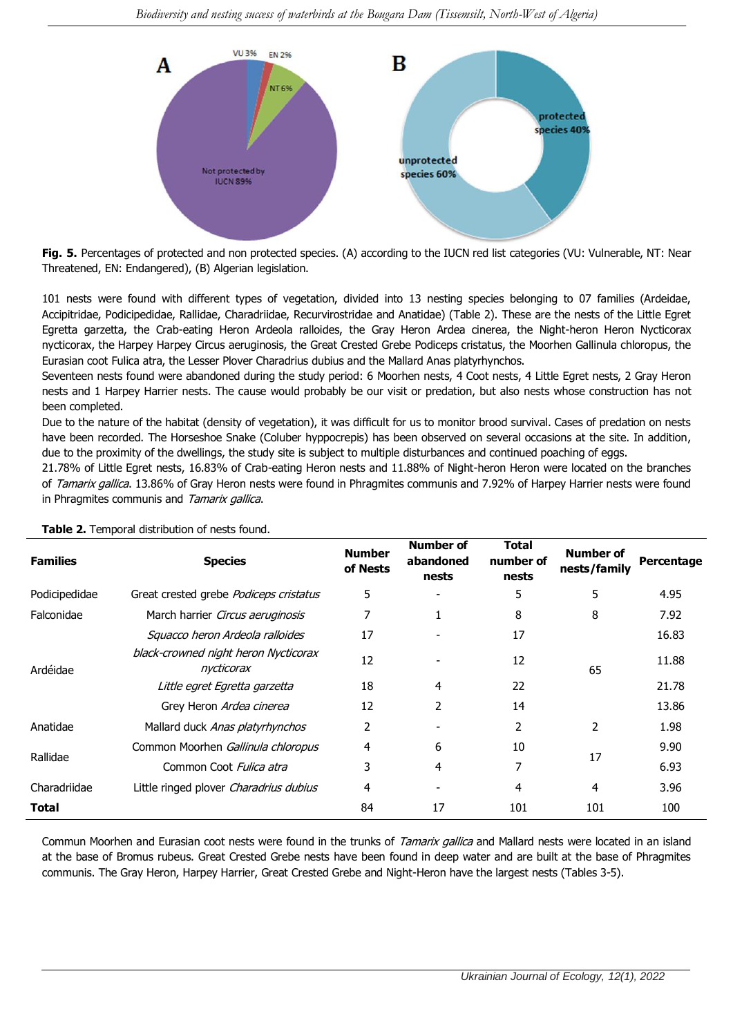Fig. 5. Percentages of protected and non protected species. (A) according to the IUCN red list categories (VU: Vulnerable, NT: Near Threatened, EN: Endangered), (B) Algerian legislation.

101 nests were found with different types of vegetation, divided into 13 nesting species belonging to 07 families (Ardeidae, Accipitridae, Podicipedidae, Rallidae, Charadriidae, Recurvirostridae and Anatidae) (Table 2). These are the nests of the Little Egret Egretta garzetta, the Crab-eating Heron Ardeola ralloides, the Gray Heron Ardea cinerea, the Night-heron Heron Nycticorax nycticorax, the Harpey Harpey Circus aeruginosis, the Great Crested Grebe Podiceps cristatus, the Moorhen Gallinula chloropus, the Eurasian coot Fulica atra, the Lesser Plover Charadrius dubius and the Mallard Anas platyrhynchos.

Seventeen nests found were abandoned during the study period: 6 Moorhen nests, 4 Coot nests, 4 Little Egret nests, 2 Gray Heron nests and 1 Harpey Harrier nests. The cause would probably be our visit or predation, but also nests whose construction has not been completed.

Due to the nature of the habitat (density of vegetation), it was difficult for us to monitor brood survival. Cases of predation on nests have been recorded. The Horseshoe Snake (Coluber hyppocrepis) has been observed on several occasions at the site. In addition, due to the proximity of the dwellings, the study site is subject to multiple disturbances and continued poaching of eggs.

21.78% of Little Egret nests, 16.83% of Crab-eating Heron nests and 11.88% of Night-heron Heron were located on the branches of *Tamarix gallica*. 13.86% of Gray Heron nests were found in Phragmites communis and 7.92% of Harpey Harrier nests were found in Phragmites communis and *Tamarix gallica*.

**Table 2.** Temporal distribution of nests found.

| Families | Species | Number of Nests | Number of abandoned nests | Total number of nests | Number of nests/family | Percentage |
|---|---|---|---|---|---|---|
| Podicipedidae | Great crested grebe *Podiceps cristatus* | 5 | - | 5 | 5 | 4.95 |
| Falconidae | March harrier *Circus aeruginosis* | 7 | 1 | 8 | 8 | 7.92 |
| Ardéidae | *Squacco heron Ardeola ralloides* | 17 | - | 17 | 65 | 16.83 |
| | *black-crowned night heron Nycticorax nycticorax* | 12 | - | 12 | | 11.88 |
| | *Little egret Egretta garzetta* | 18 | 4 | 22 | | 21.78 |
| | Grey Heron *Ardea cinerea* | 12 | 2 | 14 | | 13.86 |
| Anatidae | Mallard duck *Anas platyrhynchos* | 2 | - | 2 | 2 | 1.98 |
| Rallidae | Common Moorhen *Gallinula chloropus* | 4 | 6 | 10 | 17 | 9.90 |
| | Common Coot *Fulica atra* | 3 | 4 | 7 | | 6.93 |
| Charadriidae | Little ringed plover *Charadrius dubius* | 4 | - | 4 | 4 | 3.96 |
| **Total** | | 84 | 17 | 101 | 101 | 100 |

Commun Moorhen and Eurasian coot nests were found in the trunks of *Tamarix gallica* and Mallard nests were located in an island at the base of Bromus rubeus. Great Crested Grebe nests have been found in deep water and are built at the base of Phragmites communis. The Gray Heron, Harpey Harrier, Great Crested Grebe and Night-Heron have the largest nests (Tables 3-5).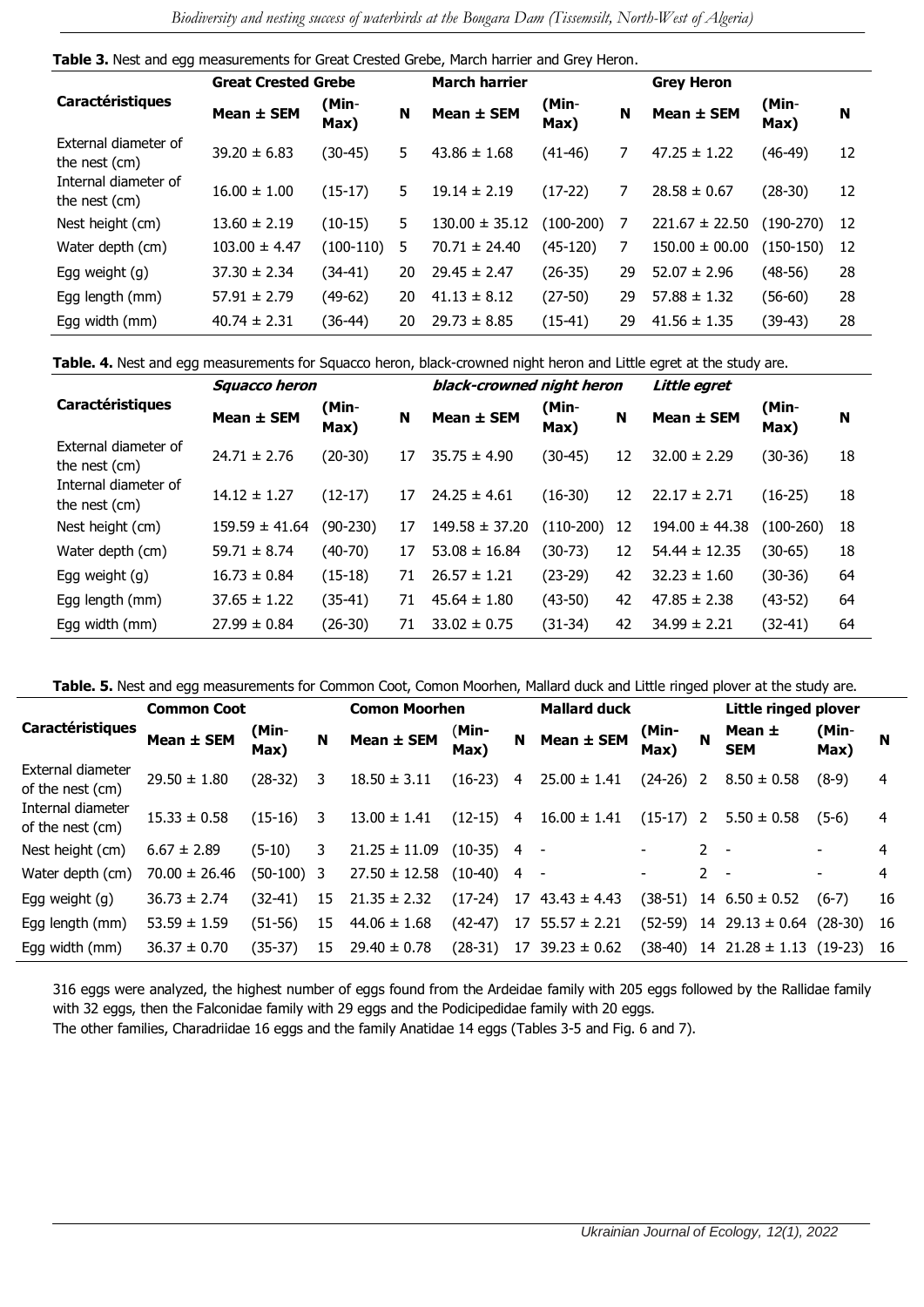**Table 3.** Nest and egg measurements for Great Crested Grebe, March harrier and Grey Heron.

| Caractéristiques | Great Crested Grebe | | | March harrier | | | Grey Heron | | |
|---|---|---|---|---|---|---|---|---|---|
| | Mean ± SEM | (Min-Max) | N | Mean ± SEM | (Min-Max) | N | Mean ± SEM | (Min-Max) | N |
| External diameter of the nest (cm) | 39.20 ± 6.83 | (30-45) | 5 | 43.86 ± 1.68 | (41-46) | 7 | 47.25 ± 1.22 | (46-49) | 12 |
| Internal diameter of the nest (cm) | 16.00 ± 1.00 | (15-17) | 5 | 19.14 ± 2.19 | (17-22) | 7 | 28.58 ± 0.67 | (28-30) | 12 |
| Nest height (cm) | 13.60 ± 2.19 | (10-15) | 5 | 130.00 ± 35.12 | (100-200) | 7 | 221.67 ± 22.50 | (190-270) | 12 |
| Water depth (cm) | 103.00 ± 4.47 | (100-110) | 5 | 70.71 ± 24.40 | (45-120) | 7 | 150.00 ± 00.00 | (150-150) | 12 |
| Egg weight (g) | 37.30 ± 2.34 | (34-41) | 20 | 29.45 ± 2.47 | (26-35) | 29 | 52.07 ± 2.96 | (48-56) | 28 |
| Egg length (mm) | 57.91 ± 2.79 | (49-62) | 20 | 41.13 ± 8.12 | (27-50) | 29 | 57.88 ± 1.32 | (56-60) | 28 |
| Egg width (mm) | 40.74 ± 2.31 | (36-44) | 20 | 29.73 ± 8.85 | (15-41) | 29 | 41.56 ± 1.35 | (39-43) | 28 |

**Table. 4.** Nest and egg measurements for Squacco heron, black-crowned night heron and Little egret at the study are.

| Caractéristiques | *Squacco heron* | | | *black-crowned night heron* | | | *Little egret* | | |
|---|---|---|---|---|---|---|---|---|---|
| | Mean ± SEM | (Min-Max) | N | Mean ± SEM | (Min-Max) | N | Mean ± SEM | (Min-Max) | N |
| External diameter of the nest (cm) | 24.71 ± 2.76 | (20-30) | 17 | 35.75 ± 4.90 | (30-45) | 12 | 32.00 ± 2.29 | (30-36) | 18 |
| Internal diameter of the nest (cm) | 14.12 ± 1.27 | (12-17) | 17 | 24.25 ± 4.61 | (16-30) | 12 | 22.17 ± 2.71 | (16-25) | 18 |
| Nest height (cm) | 159.59 ± 41.64 | (90-230) | 17 | 149.58 ± 37.20 | (110-200) | 12 | 194.00 ± 44.38 | (100-260) | 18 |
| Water depth (cm) | 59.71 ± 8.74 | (40-70) | 17 | 53.08 ± 16.84 | (30-73) | 12 | 54.44 ± 12.35 | (30-65) | 18 |
| Egg weight (g) | 16.73 ± 0.84 | (15-18) | 71 | 26.57 ± 1.21 | (23-29) | 42 | 32.23 ± 1.60 | (30-36) | 64 |
| Egg length (mm) | 37.65 ± 1.22 | (35-41) | 71 | 45.64 ± 1.80 | (43-50) | 42 | 47.85 ± 2.38 | (43-52) | 64 |
| Egg width (mm) | 27.99 ± 0.84 | (26-30) | 71 | 33.02 ± 0.75 | (31-34) | 42 | 34.99 ± 2.21 | (32-41) | 64 |

**Table. 5.** Nest and egg measurements for Common Coot, Comon Moorhen, Mallard duck and Little ringed plover at the study are.

| Caractéristiques | Common Coot | | | Comon Moorhen | | | Mallard duck | | | Little ringed plover | | |
|---|---|---|---|---|---|---|---|---|---|---|---|---|
| | Mean ± SEM | (Min-Max) | N | Mean ± SEM | (Min-Max) | N | Mean ± SEM | (Min-Max) | N | Mean ± SEM | (Min-Max) | N |
| External diameter of the nest (cm) | 29.50 ± 1.80 | (28-32) | 3 | 18.50 ± 3.11 | (16-23) | 4 | 25.00 ± 1.41 | (24-26) | 2 | 8.50 ± 0.58 | (8-9) | 4 |
| Internal diameter of the nest (cm) | 15.33 ± 0.58 | (15-16) | 3 | 13.00 ± 1.41 | (12-15) | 4 | 16.00 ± 1.41 | (15-17) | 2 | 5.50 ± 0.58 | (5-6) | 4 |
| Nest height (cm) | 6.67 ± 2.89 | (5-10) | 3 | 21.25 ± 11.09 | (10-35) | 4 | - | - | 2 | - | - | 4 |
| Water depth (cm) | 70.00 ± 26.46 | (50-100) | 3 | 27.50 ± 12.58 | (10-40) | 4 | - | - | 2 | - | - | 4 |
| Egg weight (g) | 36.73 ± 2.74 | (32-41) | 15 | 21.35 ± 2.32 | (17-24) | 17 | 43.43 ± 4.43 | (38-51) | 14 | 6.50 ± 0.52 | (6-7) | 16 |
| Egg length (mm) | 53.59 ± 1.59 | (51-56) | 15 | 44.06 ± 1.68 | (42-47) | 17 | 55.57 ± 2.21 | (52-59) | 14 | 29.13 ± 0.64 | (28-30) | 16 |
| Egg width (mm) | 36.37 ± 0.70 | (35-37) | 15 | 29.40 ± 0.78 | (28-31) | 17 | 39.23 ± 0.62 | (38-40) | 14 | 21.28 ± 1.13 | (19-23) | 16 |

316 eggs were analyzed, the highest number of eggs found from the Ardeidae family with 205 eggs followed by the Rallidae family with 32 eggs, then the Falconidae family with 29 eggs and the Podicipedidae family with 20 eggs.
The other families, Charadriidae 16 eggs and the family Anatidae 14 eggs (Tables 3-5 and Fig. 6 and 7).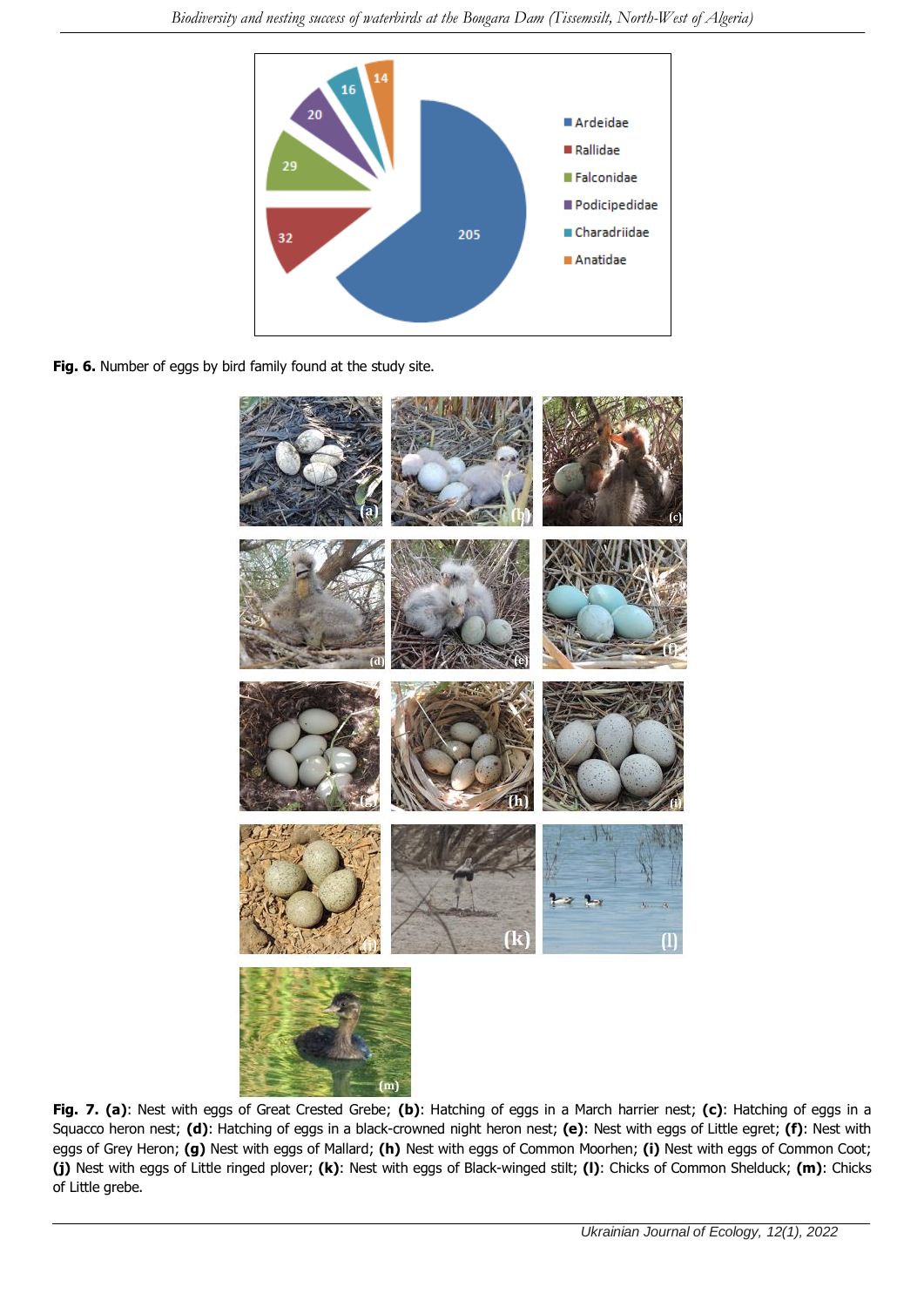**Fig. 6.** Number of eggs by bird family found at the study site.

**Fig. 7. (a)**: Nest with eggs of Great Crested Grebe; **(b)**: Hatching of eggs in a March harrier nest; **(c)**: Hatching of eggs in a Squacco heron nest; **(d)**: Hatching of eggs in a black-crowned night heron nest; **(e)**: Nest with eggs of Little egret; **(f)**: Nest with eggs of Grey Heron; **(g)** Nest with eggs of Mallard; **(h)** Nest with eggs of Common Moorhen; **(i)** Nest with eggs of Common Coot; **(j)** Nest with eggs of Little ringed plover; **(k)**: Nest with eggs of Black-winged stilt; **(l)**: Chicks of Common Shelduck; **(m)**: Chicks of Little grebe.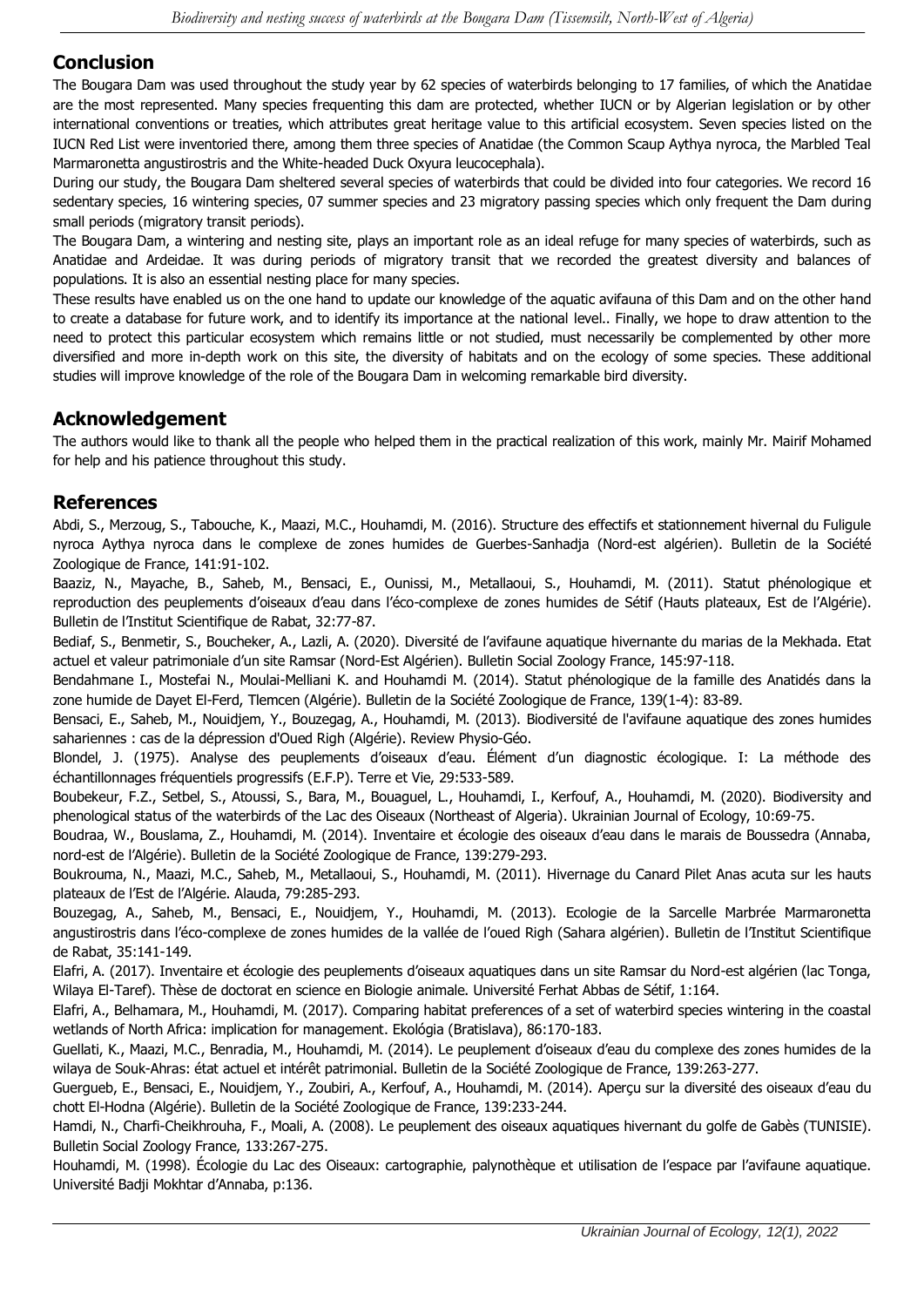## Conclusion

The Bougara Dam was used throughout the study year by 62 species of waterbirds belonging to 17 families, of which the Anatidae are the most represented. Many species frequenting this dam are protected, whether IUCN or by Algerian legislation or by other international conventions or treaties, which attributes great heritage value to this artificial ecosystem. Seven species listed on the IUCN Red List were inventoried there, among them three species of Anatidae (the Common Scaup Aythya nyroca, the Marbled Teal Marmaronetta angustirostris and the White-headed Duck Oxyura leucocephala).

During our study, the Bougara Dam sheltered several species of waterbirds that could be divided into four categories. We record 16 sedentary species, 16 wintering species, 07 summer species and 23 migratory passing species which only frequent the Dam during small periods (migratory transit periods).

The Bougara Dam, a wintering and nesting site, plays an important role as an ideal refuge for many species of waterbirds, such as Anatidae and Ardeidae. It was during periods of migratory transit that we recorded the greatest diversity and balances of populations. It is also an essential nesting place for many species.

These results have enabled us on the one hand to update our knowledge of the aquatic avifauna of this Dam and on the other hand to create a database for future work, and to identify its importance at the national level.. Finally, we hope to draw attention to the need to protect this particular ecosystem which remains little or not studied, must necessarily be complemented by other more diversified and more in-depth work on this site, the diversity of habitats and on the ecology of some species. These additional studies will improve knowledge of the role of the Bougara Dam in welcoming remarkable bird diversity.

## Acknowledgement

The authors would like to thank all the people who helped them in the practical realization of this work, mainly Mr. Mairif Mohamed for help and his patience throughout this study.

## References

Abdi, S., Merzoug, S., Tabouche, K., Maazi, M.C., Houhamdi, M. (2016). Structure des effectifs et stationnement hivernal du Fuligule nyroca Aythya nyroca dans le complexe de zones humides de Guerbes-Sanhadja (Nord-est algérien). Bulletin de la Société Zoologique de France, 141:91-102.

Baaziz, N., Mayache, B., Saheb, M., Bensaci, E., Ounissi, M., Metallaoui, S., Houhamdi, M. (2011). Statut phénologique et reproduction des peuplements d'oiseaux d'eau dans l'éco-complexe de zones humides de Sétif (Hauts plateaux, Est de l'Algérie). Bulletin de l'Institut Scientifique de Rabat, 32:77-87.

Bediaf, S., Benmetir, S., Boucheker, A., Lazli, A. (2020). Diversité de l'avifaune aquatique hivernante du marias de la Mekhada. Etat actuel et valeur patrimoniale d'un site Ramsar (Nord-Est Algérien). Bulletin Social Zoology France, 145:97-118.

Bendahmane I., Mostefai N., Moulai-Melliani K. and Houhamdi M. (2014). Statut phénologique de la famille des Anatidés dans la zone humide de Dayet El-Ferd, Tlemcen (Algérie). Bulletin de la Société Zoologique de France, 139(1-4): 83-89.

Bensaci, E., Saheb, M., Nouidjem, Y., Bouzegag, A., Houhamdi, M. (2013). Biodiversité de l'avifaune aquatique des zones humides sahariennes : cas de la dépression d'Oued Righ (Algérie). Review Physio-Géo.

Blondel, J. (1975). Analyse des peuplements d'oiseaux d'eau. Élément d'un diagnostic écologique. I: La méthode des échantillonnages fréquentiels progressifs (E.F.P). Terre et Vie, 29:533-589.

Boubekeur, F.Z., Setbel, S., Atoussi, S., Bara, M., Bouaguel, L., Houhamdi, I., Kerfouf, A., Houhamdi, M. (2020). Biodiversity and phenological status of the waterbirds of the Lac des Oiseaux (Northeast of Algeria). Ukrainian Journal of Ecology, 10:69-75.

Boudraa, W., Bouslama, Z., Houhamdi, M. (2014). Inventaire et écologie des oiseaux d'eau dans le marais de Boussedra (Annaba, nord-est de l'Algérie). Bulletin de la Société Zoologique de France, 139:279-293.

Boukrouma, N., Maazi, M.C., Saheb, M., Metallaoui, S., Houhamdi, M. (2011). Hivernage du Canard Pilet Anas acuta sur les hauts plateaux de l'Est de l'Algérie. Alauda, 79:285-293.

Bouzegag, A., Saheb, M., Bensaci, E., Nouidjem, Y., Houhamdi, M. (2013). Ecologie de la Sarcelle Marbrée Marmaronetta angustirostris dans l'éco-complexe de zones humides de la vallée de l'oued Righ (Sahara algérien). Bulletin de l'Institut Scientifique de Rabat, 35:141-149.

Elafri, A. (2017). Inventaire et écologie des peuplements d'oiseaux aquatiques dans un site Ramsar du Nord-est algérien (lac Tonga, Wilaya El-Taref). Thèse de doctorat en science en Biologie animale. Université Ferhat Abbas de Sétif, 1:164.

Elafri, A., Belhamara, M., Houhamdi, M. (2017). Comparing habitat preferences of a set of waterbird species wintering in the coastal wetlands of North Africa: implication for management. Ekológia (Bratislava), 86:170-183.

Guellati, K., Maazi, M.C., Benradia, M., Houhamdi, M. (2014). Le peuplement d'oiseaux d'eau du complexe des zones humides de la wilaya de Souk-Ahras: état actuel et intérêt patrimonial. Bulletin de la Société Zoologique de France, 139:263-277.

Guergueb, E., Bensaci, E., Nouidjem, Y., Zoubiri, A., Kerfouf, A., Houhamdi, M. (2014). Aperçu sur la diversité des oiseaux d'eau du chott El-Hodna (Algérie). Bulletin de la Société Zoologique de France, 139:233-244.

Hamdi, N., Charfi-Cheikhrouha, F., Moali, A. (2008). Le peuplement des oiseaux aquatiques hivernant du golfe de Gabès (TUNISIE). Bulletin Social Zoology France, 133:267-275.

Houhamdi, M. (1998). Écologie du Lac des Oiseaux: cartographie, palynothèque et utilisation de l'espace par l'avifaune aquatique. Université Badji Mokhtar d'Annaba, p:136.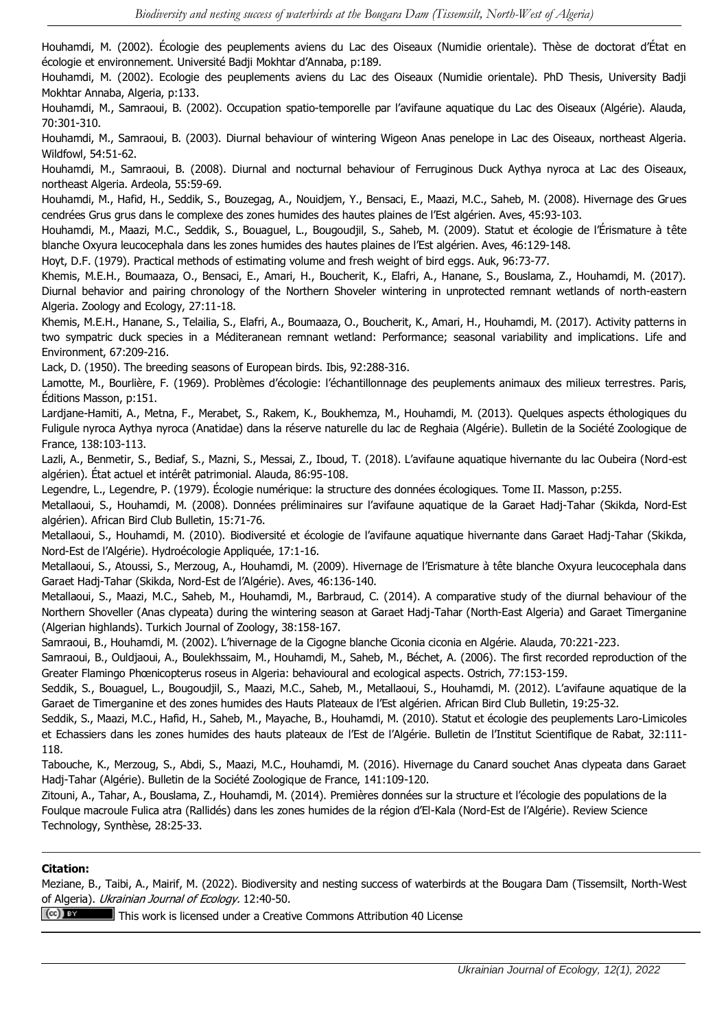Houhamdi, M. (2002). Écologie des peuplements aviens du Lac des Oiseaux (Numidie orientale). Thèse de doctorat d'État en écologie et environnement. Université Badji Mokhtar d'Annaba, p:189.

Houhamdi, M. (2002). Ecologie des peuplements aviens du Lac des Oiseaux (Numidie orientale). PhD Thesis, University Badji Mokhtar Annaba, Algeria, p:133.

Houhamdi, M., Samraoui, B. (2002). Occupation spatio-temporelle par l'avifaune aquatique du Lac des Oiseaux (Algérie). Alauda, 70:301-310.

Houhamdi, M., Samraoui, B. (2003). Diurnal behaviour of wintering Wigeon Anas penelope in Lac des Oiseaux, northeast Algeria. Wildfowl, 54:51-62.

Houhamdi, M., Samraoui, B. (2008). Diurnal and nocturnal behaviour of Ferruginous Duck Aythya nyroca at Lac des Oiseaux, northeast Algeria. Ardeola, 55:59-69.

Houhamdi, M., Hafid, H., Seddik, S., Bouzegag, A., Nouidjem, Y., Bensaci, E., Maazi, M.C., Saheb, M. (2008). Hivernage des Grues cendrées Grus grus dans le complexe des zones humides des hautes plaines de l'Est algérien. Aves, 45:93-103.

Houhamdi, M., Maazi, M.C., Seddik, S., Bouaguel, L., Bougoudjil, S., Saheb, M. (2009). Statut et écologie de l'Érismature à tête blanche Oxyura leucocephala dans les zones humides des hautes plaines de l'Est algérien. Aves, 46:129-148.

Hoyt, D.F. (1979). Practical methods of estimating volume and fresh weight of bird eggs. Auk, 96:73-77.

Khemis, M.E.H., Boumaaza, O., Bensaci, E., Amari, H., Boucherit, K., Elafri, A., Hanane, S., Bouslama, Z., Houhamdi, M. (2017). Diurnal behavior and pairing chronology of the Northern Shoveler wintering in unprotected remnant wetlands of north-eastern Algeria. Zoology and Ecology, 27:11-18.

Khemis, M.E.H., Hanane, S., Telailia, S., Elafri, A., Boumaaza, O., Boucherit, K., Amari, H., Houhamdi, M. (2017). Activity patterns in two sympatric duck species in a Méditeranean remnant wetland: Performance; seasonal variability and implications. Life and Environment, 67:209-216.

Lack, D. (1950). The breeding seasons of European birds. Ibis, 92:288-316.

Lamotte, M., Bourlière, F. (1969). Problèmes d'écologie: l'échantillonnage des peuplements animaux des milieux terrestres. Paris, Éditions Masson, p:151.

Lardjane-Hamiti, A., Metna, F., Merabet, S., Rakem, K., Boukhemza, M., Houhamdi, M. (2013). Quelques aspects éthologiques du Fuligule nyroca Aythya nyroca (Anatidae) dans la réserve naturelle du lac de Reghaia (Algérie). Bulletin de la Société Zoologique de France, 138:103-113.

Lazli, A., Benmetir, S., Bediaf, S., Mazni, S., Messai, Z., Iboud, T. (2018). L'avifaune aquatique hivernante du lac Oubeira (Nord-est algérien). État actuel et intérêt patrimonial. Alauda, 86:95-108.

Legendre, L., Legendre, P. (1979). Écologie numérique: la structure des données écologiques. Tome II. Masson, p:255.

Metallaoui, S., Houhamdi, M. (2008). Données préliminaires sur l'avifaune aquatique de la Garaet Hadj-Tahar (Skikda, Nord-Est algérien). African Bird Club Bulletin, 15:71-76.

Metallaoui, S., Houhamdi, M. (2010). Biodiversité et écologie de l'avifaune aquatique hivernante dans Garaet Hadj-Tahar (Skikda, Nord-Est de l'Algérie). Hydroécologie Appliquée, 17:1-16.

Metallaoui, S., Atoussi, S., Merzoug, A., Houhamdi, M. (2009). Hivernage de l'Erismature à tête blanche Oxyura leucocephala dans Garaet Hadj-Tahar (Skikda, Nord-Est de l'Algérie). Aves, 46:136-140.

Metallaoui, S., Maazi, M.C., Saheb, M., Houhamdi, M., Barbraud, C. (2014). A comparative study of the diurnal behaviour of the Northern Shoveller (Anas clypeata) during the wintering season at Garaet Hadj-Tahar (North-East Algeria) and Garaet Timerganine (Algerian highlands). Turkich Journal of Zoology, 38:158-167.

Samraoui, B., Houhamdi, M. (2002). L'hivernage de la Cigogne blanche Ciconia ciconia en Algérie. Alauda, 70:221-223.

Samraoui, B., Ouldjaoui, A., Boulekhssaim, M., Houhamdi, M., Saheb, M., Béchet, A. (2006). The first recorded reproduction of the Greater Flamingo Phœnicopterus roseus in Algeria: behavioural and ecological aspects. Ostrich, 77:153-159.

Seddik, S., Bouaguel, L., Bougoudjil, S., Maazi, M.C., Saheb, M., Metallaoui, S., Houhamdi, M. (2012). L'avifaune aquatique de la Garaet de Timerganine et des zones humides des Hauts Plateaux de l'Est algérien. African Bird Club Bulletin, 19:25-32.

Seddik, S., Maazi, M.C., Hafid, H., Saheb, M., Mayache, B., Houhamdi, M. (2010). Statut et écologie des peuplements Laro-Limicoles et Echassiers dans les zones humides des hauts plateaux de l'Est de l'Algérie. Bulletin de l'Institut Scientifique de Rabat, 32:111-118.

Tabouche, K., Merzoug, S., Abdi, S., Maazi, M.C., Houhamdi, M. (2016). Hivernage du Canard souchet Anas clypeata dans Garaet Hadj-Tahar (Algérie). Bulletin de la Société Zoologique de France, 141:109-120.

Zitouni, A., Tahar, A., Bouslama, Z., Houhamdi, M. (2014). Premières données sur la structure et l'écologie des populations de la Foulque macroule Fulica atra (Rallidés) dans les zones humides de la région d'El-Kala (Nord-Est de l'Algérie). Review Science Technology, Synthèse, 28:25-33.

**Citation:**

Meziane, B., Taibi, A., Mairif, M. (2022). Biodiversity and nesting success of waterbirds at the Bougara Dam (Tissemsilt, North-West of Algeria). *Ukrainian Journal of Ecology.* 12:40-50.

This work is licensed under a Creative Commons Attribution 40 License